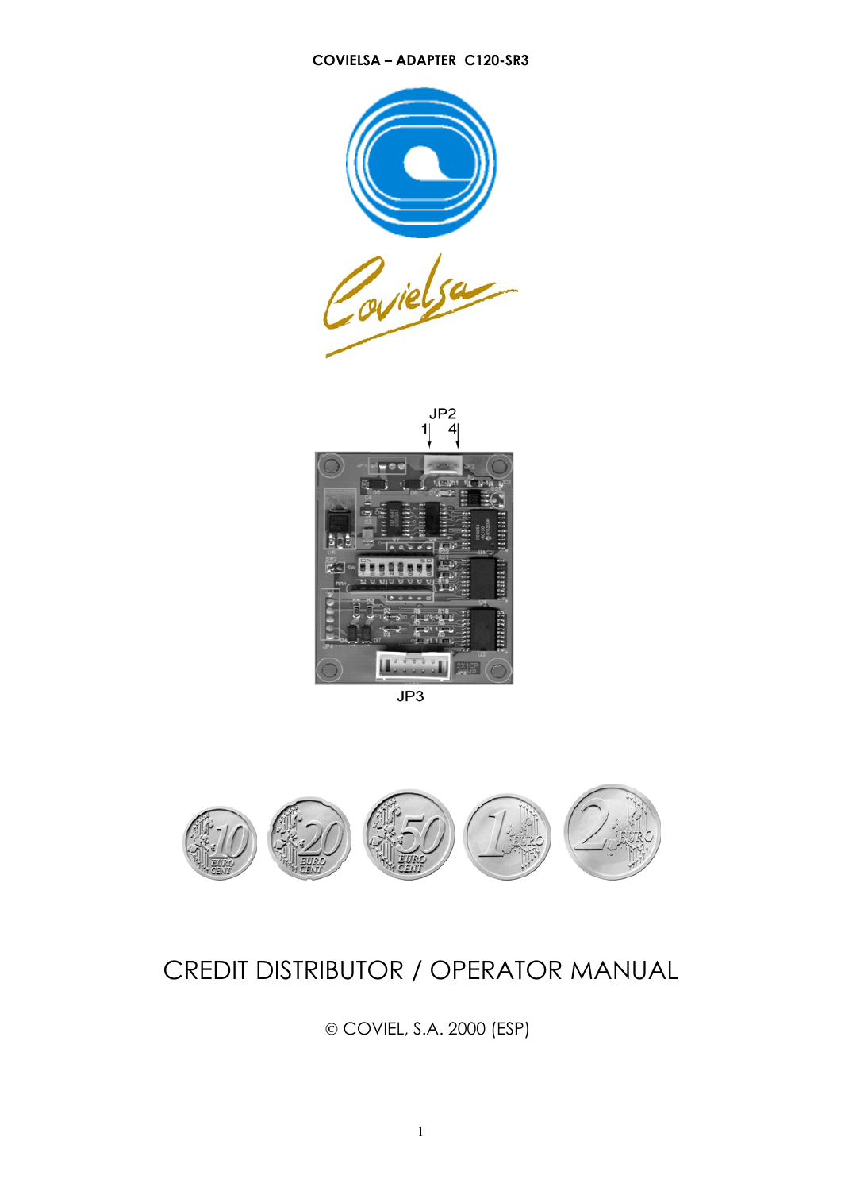**COVIELSA – ADAPTER C120-SR3**

JP2

1 4

JP3

# CREDIT DISTRIBUTOR / OPERATOR MANUAL

© COVIEL, S.A. 2000 (ESP)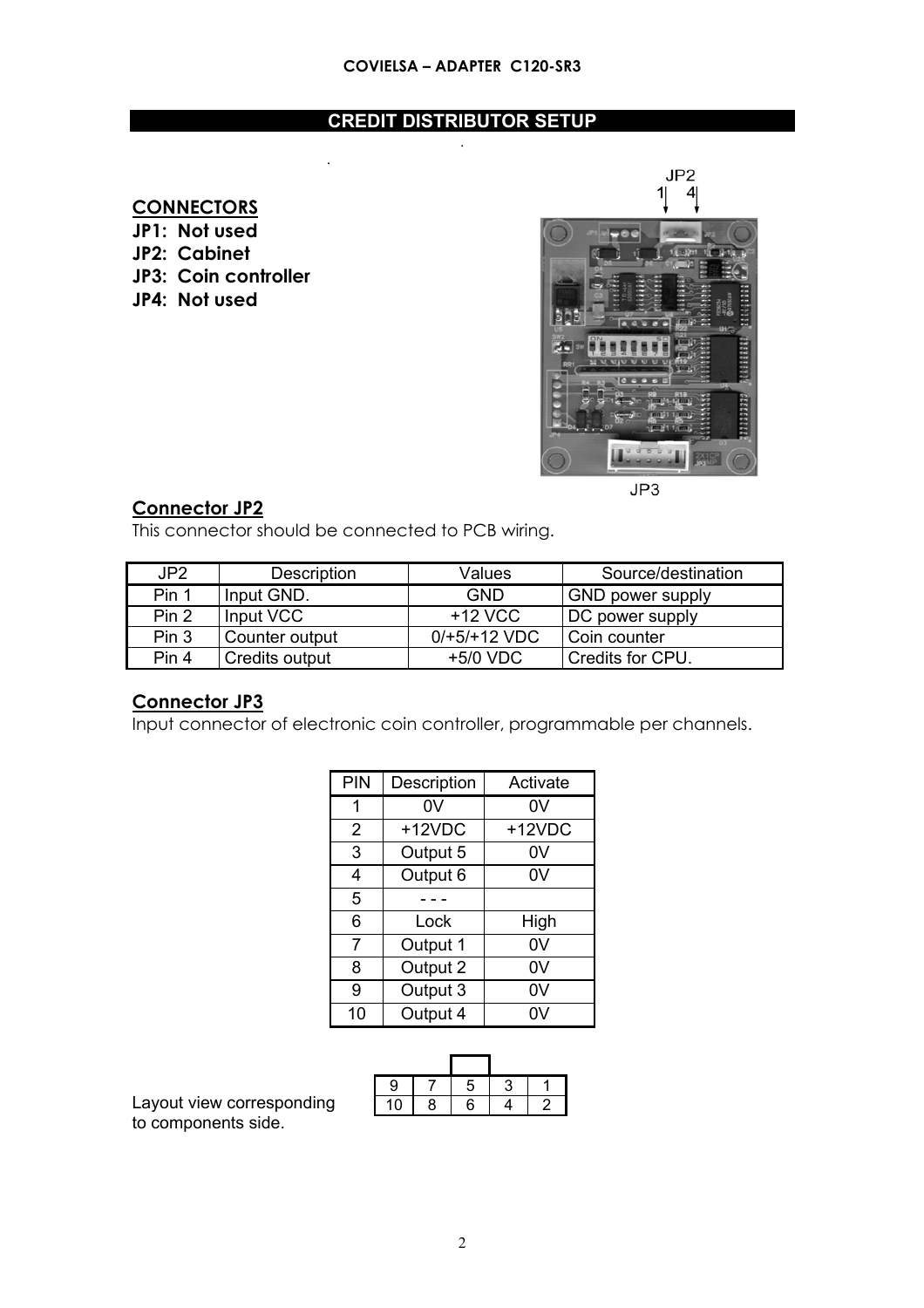**COVIELSA – ADAPTER C120-SR3**

## CREDIT DISTRIBUTOR SETUP

**CONNECTORS**

**JP1: Not used**
**JP2: Cabinet**
**JP3: Coin controller**
**JP4: Not used**

### Connector JP2

This connector should be connected to PCB wiring.

| JP2 | Description | Values | Source/destination |
|---|---|---|---|
| Pin 1 | Input GND. | GND | GND power supply |
| Pin 2 | Input VCC | +12 VCC | DC power supply |
| Pin 3 | Counter output | 0/+5/+12 VDC | Coin counter |
| Pin 4 | Credits output | +5/0 VDC | Credits for CPU. |

### Connector JP3

Input connector of electronic coin controller, programmable per channels.

| PIN | Description | Activate |
|---|---|---|
| 1 | 0V | 0V |
| 2 | +12VDC | +12VDC |
| 3 | Output 5 | 0V |
| 4 | Output 6 | 0V |
| 5 | - - - | |
| 6 | Lock | High |
| 7 | Output 1 | 0V |
| 8 | Output 2 | 0V |
| 9 | Output 3 | 0V |
| 10 | Output 4 | 0V |

Layout view corresponding to components side.

| 9 | 7 | 5 | 3 | 1 |
|---|---|---|---|---|
| 10 | 8 | 6 | 4 | 2 |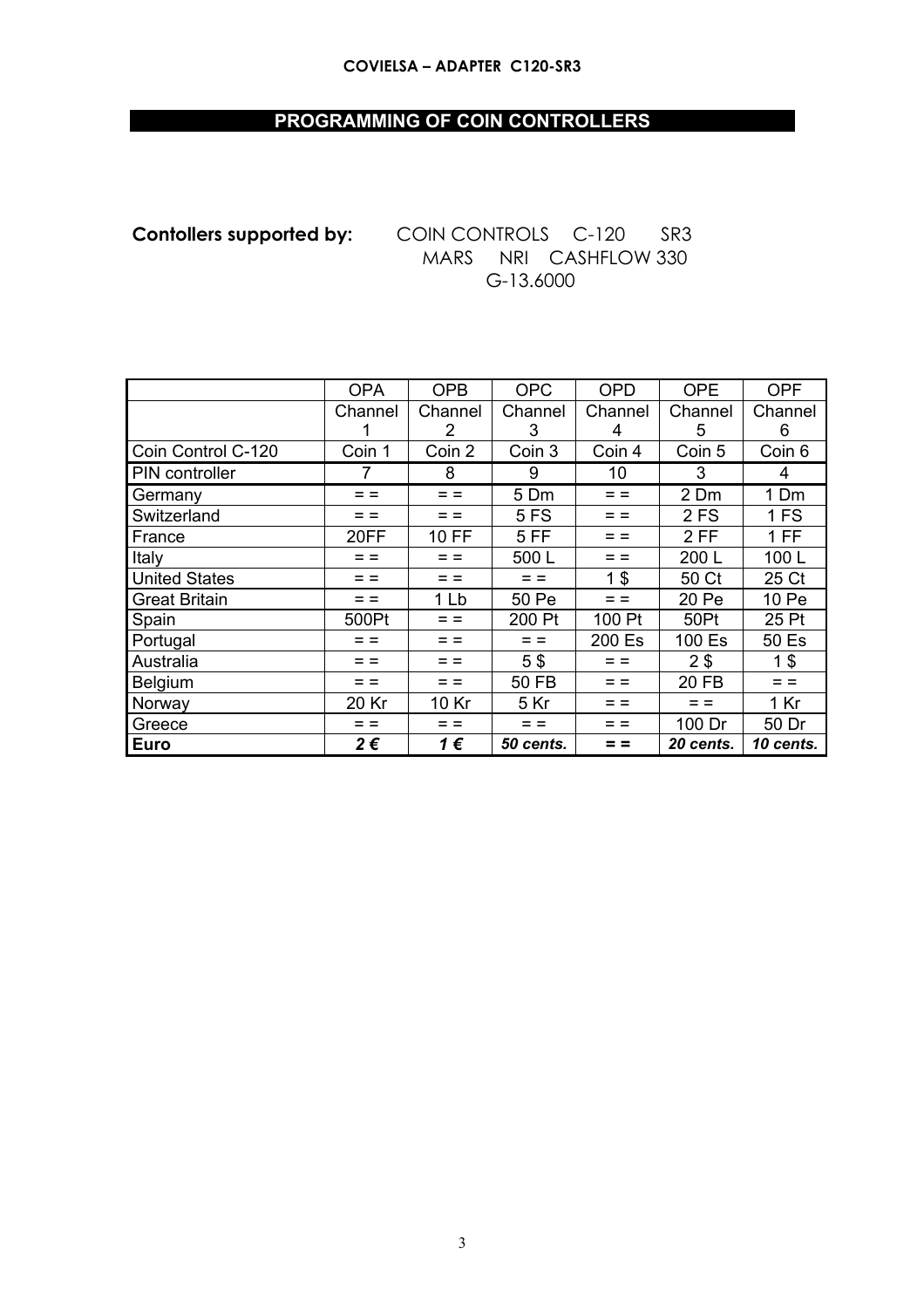**COVIELSA – ADAPTER C120-SR3**

## PROGRAMMING OF COIN CONTROLLERS

**Contollers supported by:** COIN CONTROLS C-120 SR3
MARS NRI CASHFLOW 330
G-13.6000

| | OPA | OPB | OPC | OPD | OPE | OPF |
|---|---|---|---|---|---|---|
| | Channel 1 | Channel 2 | Channel 3 | Channel 4 | Channel 5 | Channel 6 |
| Coin Control C-120 | Coin 1 | Coin 2 | Coin 3 | Coin 4 | Coin 5 | Coin 6 |
| PIN controller | 7 | 8 | 9 | 10 | 3 | 4 |
| Germany | = = | = = | 5 Dm | = = | 2 Dm | 1 Dm |
| Switzerland | = = | = = | 5 FS | = = | 2 FS | 1 FS |
| France | 20FF | 10 FF | 5 FF | = = | 2 FF | 1 FF |
| Italy | = = | = = | 500 L | = = | 200 L | 100 L |
| United States | = = | = = | = = | 1 $ | 50 Ct | 25 Ct |
| Great Britain | = = | 1 Lb | 50 Pe | = = | 20 Pe | 10 Pe |
| Spain | 500Pt | = = | 200 Pt | 100 Pt | 50Pt | 25 Pt |
| Portugal | = = | = = | = = | 200 Es | 100 Es | 50 Es |
| Australia | = = | = = | 5 $ | = = | 2 $ | 1 $ |
| Belgium | = = | = = | 50 FB | = = | 20 FB | = = |
| Norway | 20 Kr | 10 Kr | 5 Kr | = = | = = | 1 Kr |
| Greece | = = | = = | = = | = = | 100 Dr | 50 Dr |
| **Euro** | ***2 €*** | ***1 €*** | ***50 cents.*** | **= =** | ***20 cents.*** | ***10 cents.*** |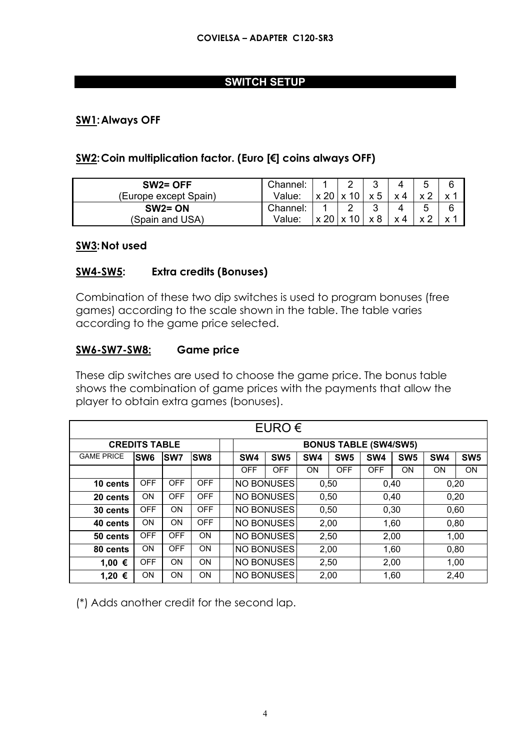## SWITCH SETUP

**SW1: Always OFF**

**SW2: Coin multiplication factor. (Euro [€] coins always OFF)**

| | | | | | | | |
|---|---|---|---|---|---|---|---|
| **SW2= OFF** (Europe except Spain) | Channel: | 1 | 2 | 3 | 4 | 5 | 6 |
| | Value: | x 20 | x 10 | x 5 | x 4 | x 2 | x 1 |
| **SW2= ON** (Spain and USA) | Channel: | 1 | 2 | 3 | 4 | 5 | 6 |
| | Value: | x 20 | x 10 | x 8 | x 4 | x 2 | x 1 |

**SW3: Not used**

**SW4-SW5: Extra credits (Bonuses)**

Combination of these two dip switches is used to program bonuses (free games) according to the scale shown in the table. The table varies according to the game price selected.

**SW6-SW7-SW8: Game price**

These dip switches are used to choose the game price. The bonus table shows the combination of game prices with the payments that allow the player to obtain extra games (bonuses).

| EURO € | | | | | | | | | | |
|---|---|---|---|---|---|---|---|---|---|---|
| **CREDITS TABLE** | | | | **BONUS TABLE (SW4/SW5)** | | | | | | |
| GAME PRICE | **SW6** | **SW7** | **SW8** | **SW4** | **SW5** | **SW4** | **SW5** | **SW4** | **SW5** | **SW4** | **SW5** |
| | | | | OFF | OFF | ON | OFF | OFF | ON | ON | ON |
| **10 cents** | OFF | OFF | OFF | NO BONUSES | | 0,50 | | 0,40 | | 0,20 | |
| **20 cents** | ON | OFF | OFF | NO BONUSES | | 0,50 | | 0,40 | | 0,20 | |
| **30 cents** | OFF | ON | OFF | NO BONUSES | | 0,50 | | 0,30 | | 0,60 | |
| **40 cents** | ON | ON | OFF | NO BONUSES | | 2,00 | | 1,60 | | 0,80 | |
| **50 cents** | OFF | OFF | ON | NO BONUSES | | 2,50 | | 2,00 | | 1,00 | |
| **80 cents** | ON | OFF | ON | NO BONUSES | | 2,00 | | 1,60 | | 0,80 | |
| **1,00 €** | OFF | ON | ON | NO BONUSES | | 2,50 | | 2,00 | | 1,00 | |
| **1,20 €** | ON | ON | ON | NO BONUSES | | 2,00 | | 1,60 | | 2,40 | |

(*) Adds another credit for the second lap.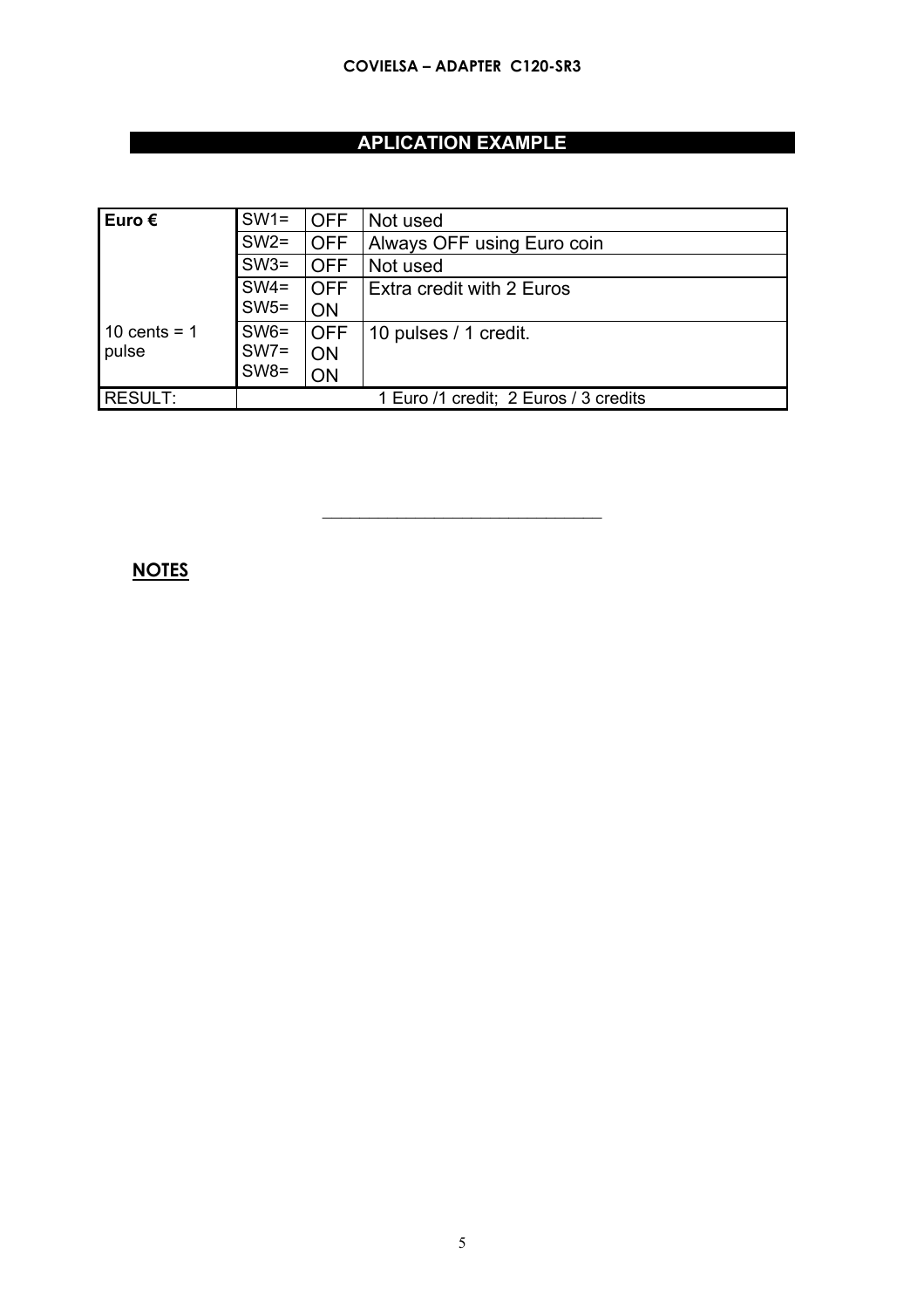## APLICATION EXAMPLE

| **Euro €** | SW1= | OFF | Not used |
|---|---|---|---|
| | SW2= | OFF | Always OFF using Euro coin |
| | SW3= | OFF | Not used |
| | SW4=<br>SW5= | OFF<br>ON | Extra credit with 2 Euros |
| 10 cents = 1 pulse | SW6=<br>SW7=<br>SW8= | OFF<br>ON<br>ON | 10 pulses / 1 credit. |
| RESULT: | 1 Euro /1 credit; 2 Euros / 3 credits | | |

---

**NOTES**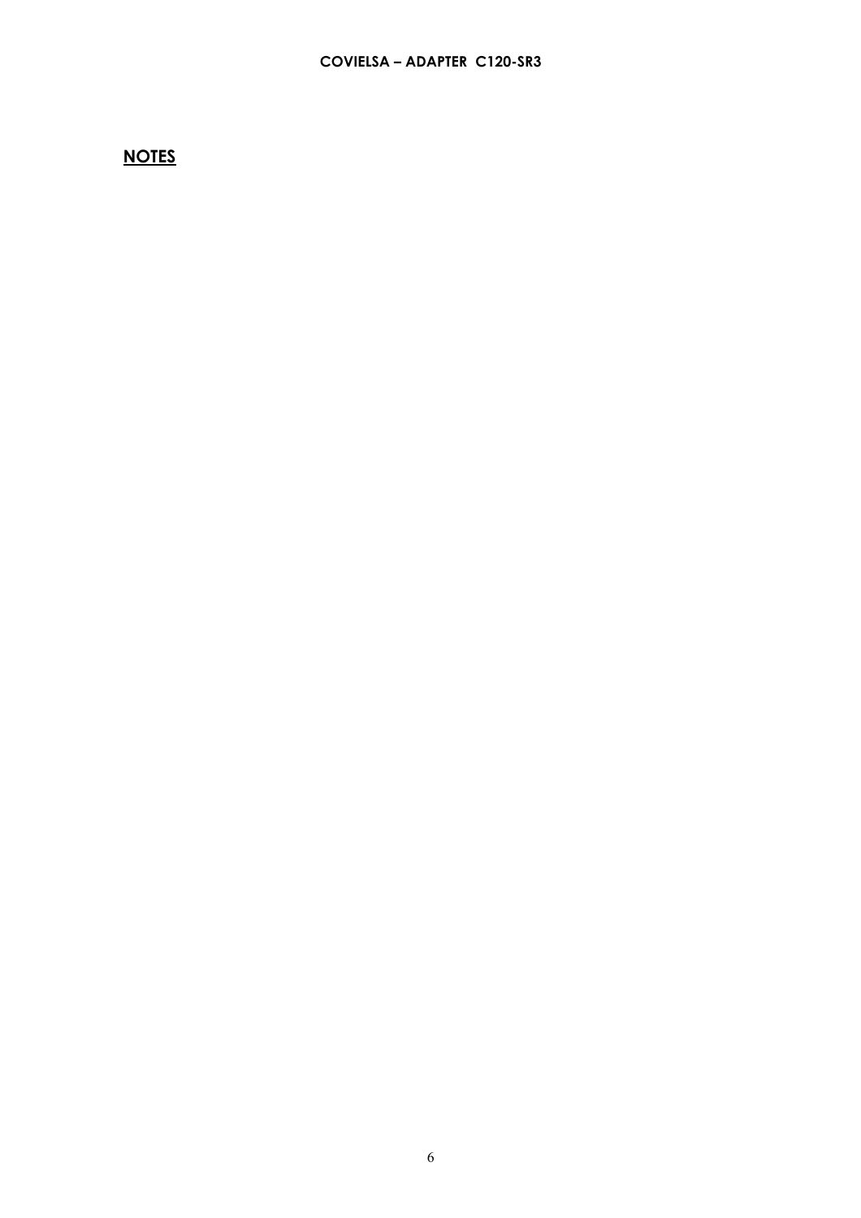**NOTES**